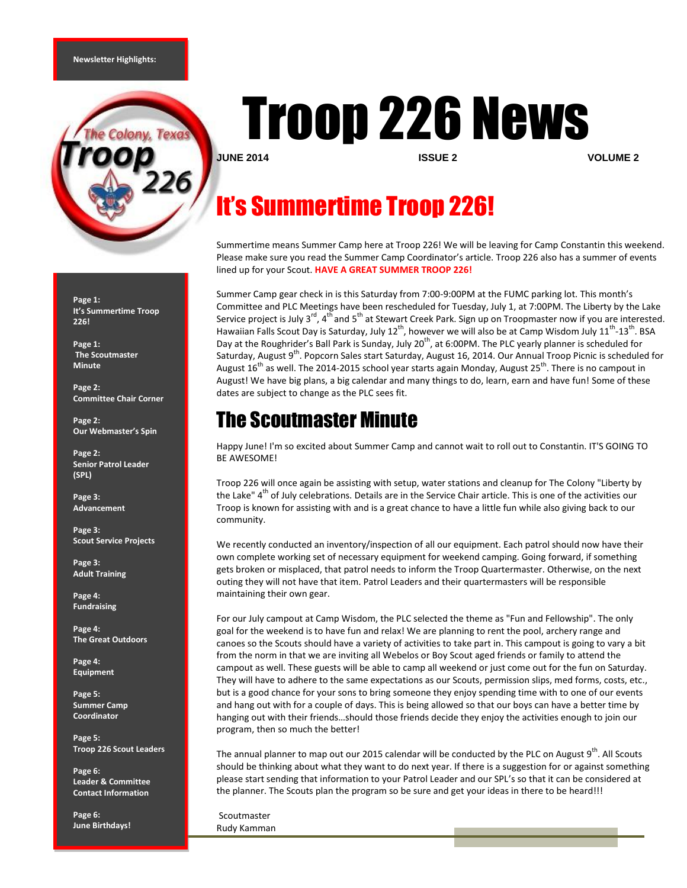**Newsletter Highlights:**

**Page 1:**
**It's Summertime Troop 226!**

**Page 1:**
**The Scoutmaster Minute**

**Page 2:**
**Committee Chair Corner**

**Page 2:**
**Our Webmaster's Spin**

**Page 2:**
**Senior Patrol Leader (SPL)**

**Page 3:**
**Advancement**

**Page 3:**
**Scout Service Projects**

**Page 3:**
**Adult Training**

**Page 4:**
**Fundraising**

**Page 4:**
**The Great Outdoors**

**Page 4:**
**Equipment**

**Page 5:**
**Summer Camp Coordinator**

**Page 5:**
**Troop 226 Scout Leaders**

**Page 6:**
**Leader & Committee Contact Information**

**Page 6:**
**June Birthdays!**

# Troop 226 News

**JUNE 2014** **ISSUE 2** **VOLUME 2**

## It's Summertime Troop 226!

Summertime means Summer Camp here at Troop 226! We will be leaving for Camp Constantin this weekend. Please make sure you read the Summer Camp Coordinator's article. Troop 226 also has a summer of events lined up for your Scout. **HAVE A GREAT SUMMER TROOP 226!**

Summer Camp gear check in is this Saturday from 7:00-9:00PM at the FUMC parking lot. This month's Committee and PLC Meetings have been rescheduled for Tuesday, July 1, at 7:00PM. The Liberty by the Lake Service project is July 3rd, 4th and 5th at Stewart Creek Park. Sign up on Troopmaster now if you are interested. Hawaiian Falls Scout Day is Saturday, July 12th, however we will also be at Camp Wisdom July 11th-13th. BSA Day at the Roughrider's Ball Park is Sunday, July 20th, at 6:00PM. The PLC yearly planner is scheduled for Saturday, August 9th. Popcorn Sales start Saturday, August 16, 2014. Our Annual Troop Picnic is scheduled for August 16th as well. The 2014-2015 school year starts again Monday, August 25th. There is no campout in August! We have big plans, a big calendar and many things to do, learn, earn and have fun! Some of these dates are subject to change as the PLC sees fit.

## The Scoutmaster Minute

Happy June! I'm so excited about Summer Camp and cannot wait to roll out to Constantin. IT'S GOING TO BE AWESOME!

Troop 226 will once again be assisting with setup, water stations and cleanup for The Colony "Liberty by the Lake" 4th of July celebrations. Details are in the Service Chair article. This is one of the activities our Troop is known for assisting with and is a great chance to have a little fun while also giving back to our community.

We recently conducted an inventory/inspection of all our equipment. Each patrol should now have their own complete working set of necessary equipment for weekend camping. Going forward, if something gets broken or misplaced, that patrol needs to inform the Troop Quartermaster. Otherwise, on the next outing they will not have that item. Patrol Leaders and their quartermasters will be responsible maintaining their own gear.

For our July campout at Camp Wisdom, the PLC selected the theme as "Fun and Fellowship". The only goal for the weekend is to have fun and relax! We are planning to rent the pool, archery range and canoes so the Scouts should have a variety of activities to take part in. This campout is going to vary a bit from the norm in that we are inviting all Webelos or Boy Scout aged friends or family to attend the campout as well. These guests will be able to camp all weekend or just come out for the fun on Saturday. They will have to adhere to the same expectations as our Scouts, permission slips, med forms, costs, etc., but is a good chance for your sons to bring someone they enjoy spending time with to one of our events and hang out with for a couple of days. This is being allowed so that our boys can have a better time by hanging out with their friends…should those friends decide they enjoy the activities enough to join our program, then so much the better!

The annual planner to map out our 2015 calendar will be conducted by the PLC on August 9th. All Scouts should be thinking about what they want to do next year. If there is a suggestion for or against something please start sending that information to your Patrol Leader and our SPL's so that it can be considered at the planner. The Scouts plan the program so be sure and get your ideas in there to be heard!!!

Scoutmaster
Rudy Kamman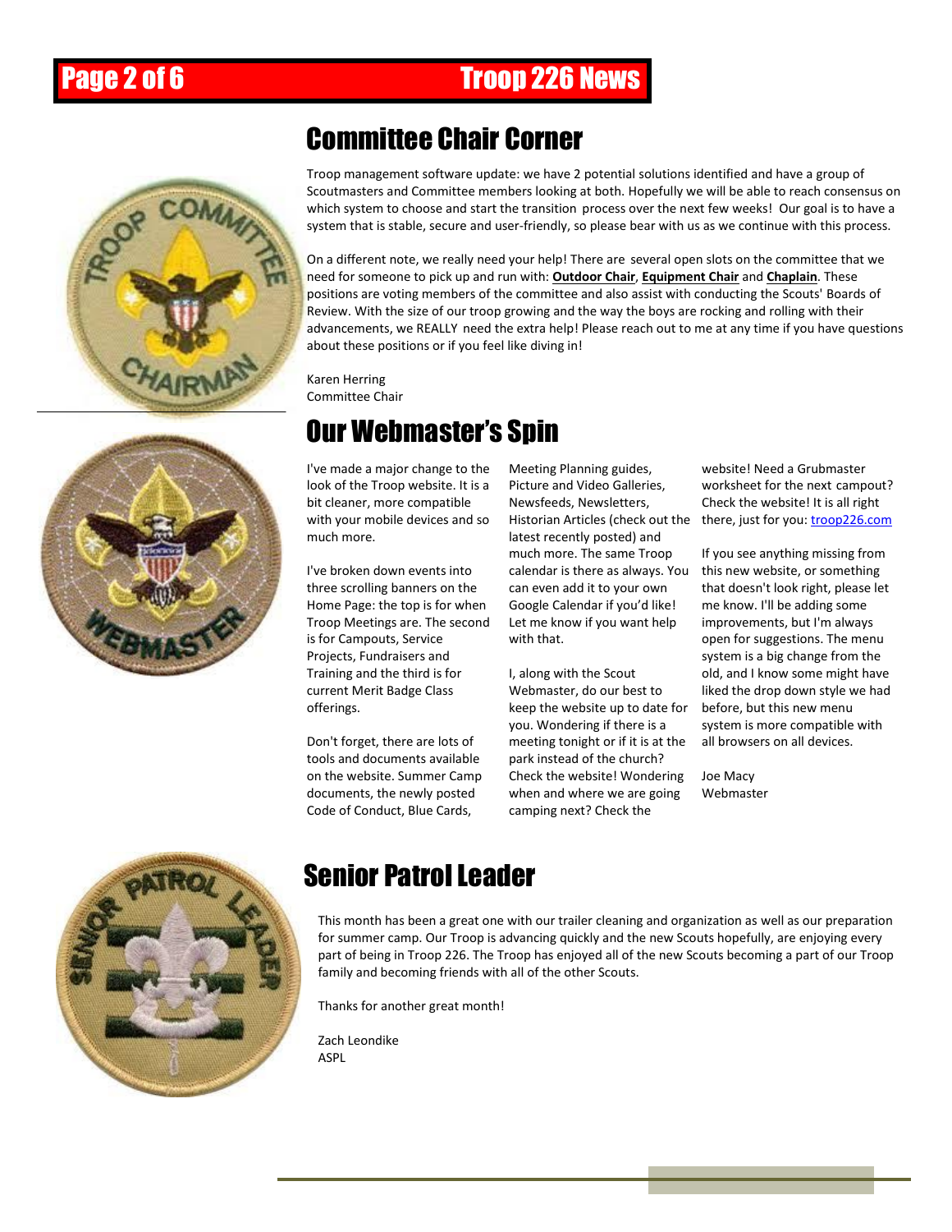## Committee Chair Corner

Troop management software update: we have 2 potential solutions identified and have a group of Scoutmasters and Committee members looking at both. Hopefully we will be able to reach consensus on which system to choose and start the transition process over the next few weeks! Our goal is to have a system that is stable, secure and user-friendly, so please bear with us as we continue with this process.

On a different note, we really need your help! There are several open slots on the committee that we need for someone to pick up and run with: **Outdoor Chair**, **Equipment Chair** and **Chaplain**. These positions are voting members of the committee and also assist with conducting the Scouts' Boards of Review. With the size of our troop growing and the way the boys are rocking and rolling with their advancements, we REALLY need the extra help! Please reach out to me at any time if you have questions about these positions or if you feel like diving in!

Karen Herring
Committee Chair

## Our Webmaster's Spin

I've made a major change to the look of the Troop website. It is a bit cleaner, more compatible with your mobile devices and so much more.

I've broken down events into three scrolling banners on the Home Page: the top is for when Troop Meetings are. The second is for Campouts, Service Projects, Fundraisers and Training and the third is for current Merit Badge Class offerings.

Don't forget, there are lots of tools and documents available on the website. Summer Camp documents, the newly posted Code of Conduct, Blue Cards, Meeting Planning guides, Picture and Video Galleries, Newsfeeds, Newsletters, Historian Articles (check out the latest recently posted) and much more. The same Troop calendar is there as always. You can even add it to your own Google Calendar if you'd like! Let me know if you want help with that.

I, along with the Scout Webmaster, do our best to keep the website up to date for you. Wondering if there is a meeting tonight or if it is at the park instead of the church? Check the website! Wondering when and where we are going camping next? Check the website! Need a Grubmaster worksheet for the next campout? Check the website! It is all right there, just for you: troop226.com

If you see anything missing from this new website, or something that doesn't look right, please let me know. I'll be adding some improvements, but I'm always open for suggestions. The menu system is a big change from the old, and I know some might have liked the drop down style we had before, but this new menu system is more compatible with all browsers on all devices.

Joe Macy
Webmaster

## Senior Patrol Leader

This month has been a great one with our trailer cleaning and organization as well as our preparation for summer camp. Our Troop is advancing quickly and the new Scouts hopefully, are enjoying every part of being in Troop 226. The Troop has enjoyed all of the new Scouts becoming a part of our Troop family and becoming friends with all of the other Scouts.

Thanks for another great month!

Zach Leondike
ASPL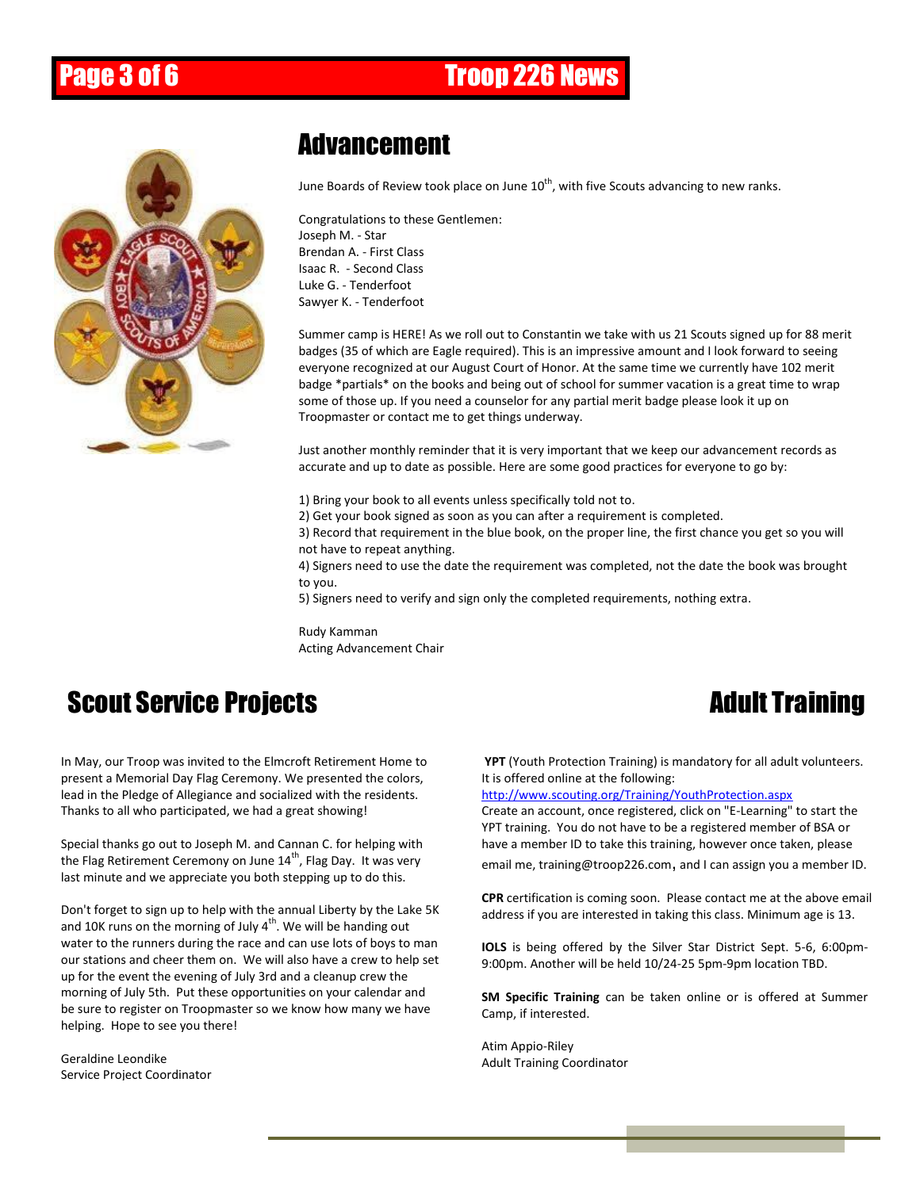## Advancement

June Boards of Review took place on June 10th, with five Scouts advancing to new ranks.

Congratulations to these Gentlemen:
Joseph M. - Star
Brendan A. - First Class
Isaac R. - Second Class
Luke G. - Tenderfoot
Sawyer K. - Tenderfoot

Summer camp is HERE! As we roll out to Constantin we take with us 21 Scouts signed up for 88 merit badges (35 of which are Eagle required). This is an impressive amount and I look forward to seeing everyone recognized at our August Court of Honor. At the same time we currently have 102 merit badge *partials* on the books and being out of school for summer vacation is a great time to wrap some of those up. If you need a counselor for any partial merit badge please look it up on Troopmaster or contact me to get things underway.

Just another monthly reminder that it is very important that we keep our advancement records as accurate and up to date as possible. Here are some good practices for everyone to go by:

1) Bring your book to all events unless specifically told not to.
2) Get your book signed as soon as you can after a requirement is completed.
3) Record that requirement in the blue book, on the proper line, the first chance you get so you will not have to repeat anything.
4) Signers need to use the date the requirement was completed, not the date the book was brought to you.
5) Signers need to verify and sign only the completed requirements, nothing extra.

Rudy Kamman
Acting Advancement Chair

## Scout Service Projects

In May, our Troop was invited to the Elmcroft Retirement Home to present a Memorial Day Flag Ceremony. We presented the colors, lead in the Pledge of Allegiance and socialized with the residents. Thanks to all who participated, we had a great showing!

Special thanks go out to Joseph M. and Cannan C. for helping with the Flag Retirement Ceremony on June 14th, Flag Day. It was very last minute and we appreciate you both stepping up to do this.

Don't forget to sign up to help with the annual Liberty by the Lake 5K and 10K runs on the morning of July 4th. We will be handing out water to the runners during the race and can use lots of boys to man our stations and cheer them on. We will also have a crew to help set up for the event the evening of July 3rd and a cleanup crew the morning of July 5th. Put these opportunities on your calendar and be sure to register on Troopmaster so we know how many we have helping. Hope to see you there!

Geraldine Leondike
Service Project Coordinator

## Adult Training

**YPT** (Youth Protection Training) is mandatory for all adult volunteers. It is offered online at the following:
http://www.scouting.org/Training/YouthProtection.aspx
Create an account, once registered, click on "E-Learning" to start the YPT training. You do not have to be a registered member of BSA or have a member ID to take this training, however once taken, please email me, training@troop226.com, and I can assign you a member ID.

**CPR** certification is coming soon. Please contact me at the above email address if you are interested in taking this class. Minimum age is 13.

**IOLS** is being offered by the Silver Star District Sept. 5-6, 6:00pm-9:00pm. Another will be held 10/24-25 5pm-9pm location TBD.

**SM Specific Training** can be taken online or is offered at Summer Camp, if interested.

Atim Appio-Riley
Adult Training Coordinator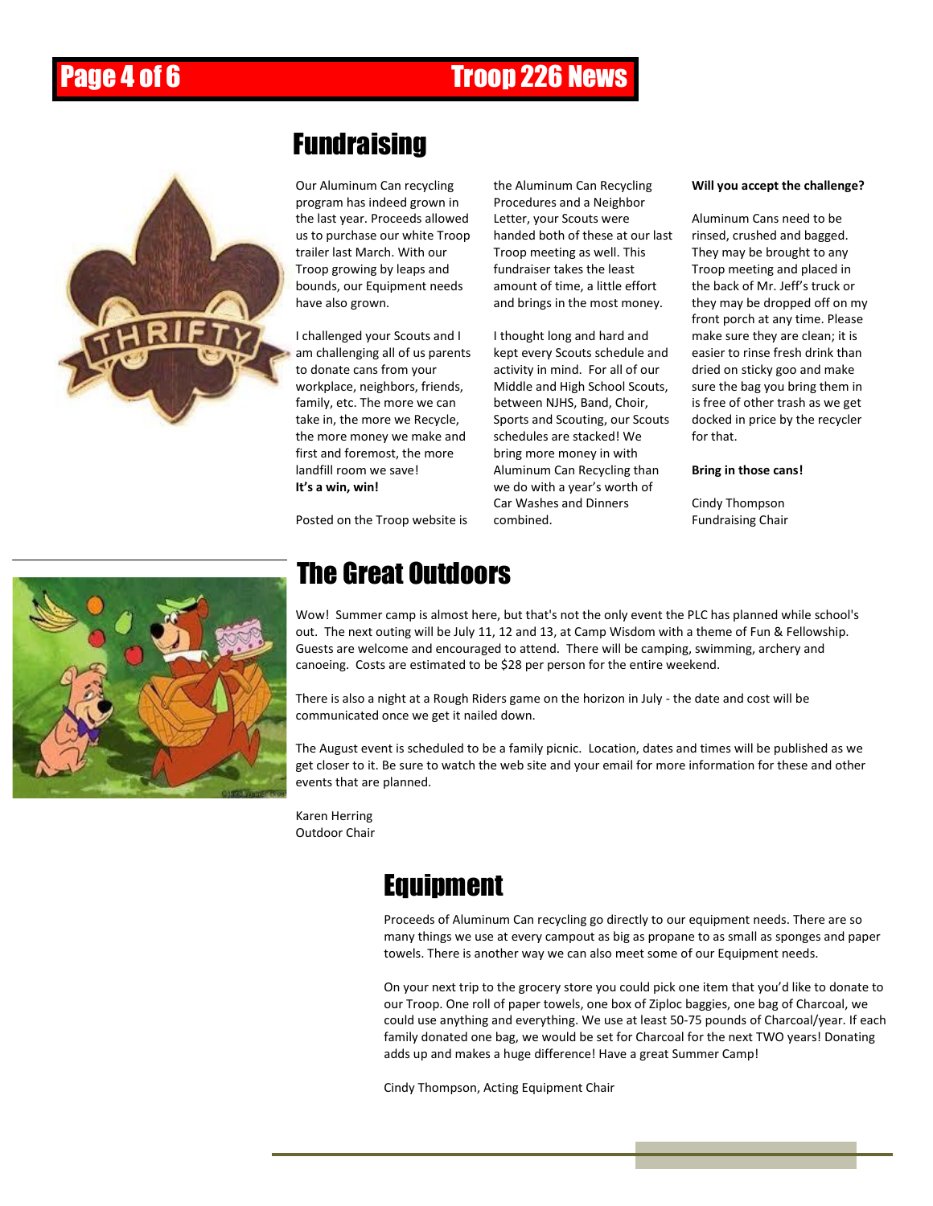## Fundraising

Our Aluminum Can recycling program has indeed grown in the last year. Proceeds allowed us to purchase our white Troop trailer last March. With our Troop growing by leaps and bounds, our Equipment needs have also grown.

I challenged your Scouts and I am challenging all of us parents to donate cans from your workplace, neighbors, friends, family, etc. The more we can take in, the more we Recycle, the more money we make and first and foremost, the more landfill room we save!
**It's a win, win!**

Posted on the Troop website is the Aluminum Can Recycling Procedures and a Neighbor Letter, your Scouts were handed both of these at our last Troop meeting as well. This fundraiser takes the least amount of time, a little effort and brings in the most money.

I thought long and hard and kept every Scouts schedule and activity in mind. For all of our Middle and High School Scouts, between NJHS, Band, Choir, Sports and Scouting, our Scouts schedules are stacked! We bring more money in with Aluminum Can Recycling than we do with a year's worth of Car Washes and Dinners combined.

**Will you accept the challenge?**

Aluminum Cans need to be rinsed, crushed and bagged. They may be brought to any Troop meeting and placed in the back of Mr. Jeff's truck or they may be dropped off on my front porch at any time. Please make sure they are clean; it is easier to rinse fresh drink than dried on sticky goo and make sure the bag you bring them in is free of other trash as we get docked in price by the recycler for that.

**Bring in those cans!**

Cindy Thompson
Fundraising Chair

## The Great Outdoors

Wow! Summer camp is almost here, but that's not the only event the PLC has planned while school's out. The next outing will be July 11, 12 and 13, at Camp Wisdom with a theme of Fun & Fellowship. Guests are welcome and encouraged to attend. There will be camping, swimming, archery and canoeing. Costs are estimated to be $28 per person for the entire weekend.

There is also a night at a Rough Riders game on the horizon in July - the date and cost will be communicated once we get it nailed down.

The August event is scheduled to be a family picnic. Location, dates and times will be published as we get closer to it. Be sure to watch the web site and your email for more information for these and other events that are planned.

Karen Herring
Outdoor Chair

## Equipment

Proceeds of Aluminum Can recycling go directly to our equipment needs. There are so many things we use at every campout as big as propane to as small as sponges and paper towels. There is another way we can also meet some of our Equipment needs.

On your next trip to the grocery store you could pick one item that you'd like to donate to our Troop. One roll of paper towels, one box of Ziploc baggies, one bag of Charcoal, we could use anything and everything. We use at least 50-75 pounds of Charcoal/year. If each family donated one bag, we would be set for Charcoal for the next TWO years! Donating adds up and makes a huge difference! Have a great Summer Camp!

Cindy Thompson, Acting Equipment Chair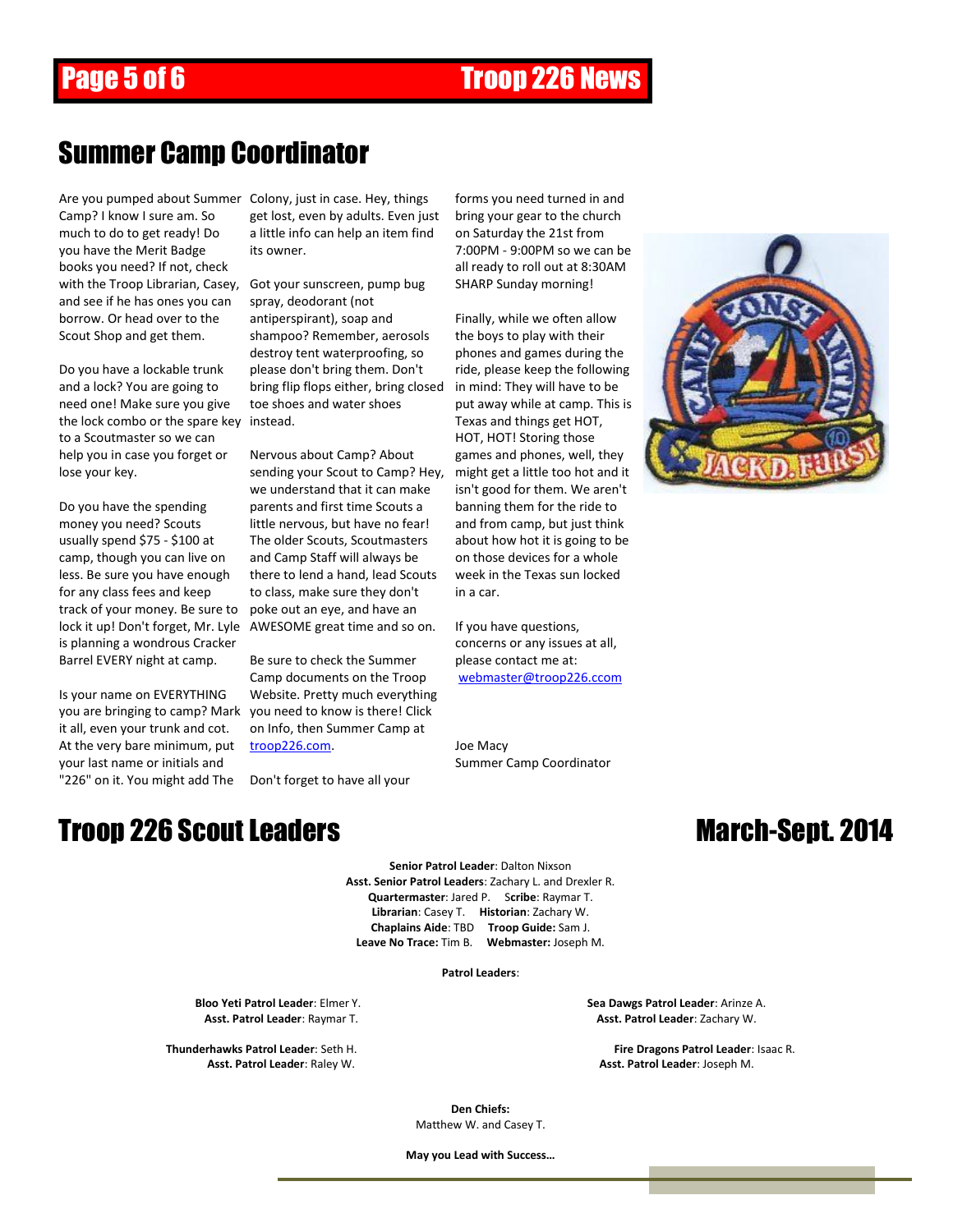# Summer Camp Coordinator

Are you pumped about Summer Camp? I know I sure am. So much to do to get ready! Do you have the Merit Badge books you need? If not, check with the Troop Librarian, Casey, and see if he has ones you can borrow. Or head over to the Scout Shop and get them.

Do you have a lockable trunk and a lock? You are going to need one! Make sure you give the lock combo or the spare key to a Scoutmaster so we can help you in case you forget or lose your key.

Do you have the spending money you need? Scouts usually spend $75 - $100 at camp, though you can live on less. Be sure you have enough for any class fees and keep track of your money. Be sure to lock it up! Don't forget, Mr. Lyle is planning a wondrous Cracker Barrel EVERY night at camp.

Is your name on EVERYTHING you are bringing to camp? Mark it all, even your trunk and cot. At the very bare minimum, put your last name or initials and "226" on it. You might add The Colony, just in case. Hey, things get lost, even by adults. Even just a little info can help an item find its owner.

Got your sunscreen, pump bug spray, deodorant (not antiperspirant), soap and shampoo? Remember, aerosols destroy tent waterproofing, so please don't bring them. Don't bring flip flops either, bring closed toe shoes and water shoes instead.

Nervous about Camp? About sending your Scout to Camp? Hey, we understand that it can make parents and first time Scouts a little nervous, but have no fear! The older Scouts, Scoutmasters and Camp Staff will always be there to lend a hand, lead Scouts to class, make sure they don't poke out an eye, and have an AWESOME great time and so on.

Be sure to check the Summer Camp documents on the Troop Website. Pretty much everything you need to know is there! Click on Info, then Summer Camp at [troop226.com](troop226.com).

Don't forget to have all your forms you need turned in and bring your gear to the church on Saturday the 21st from 7:00PM - 9:00PM so we can be all ready to roll out at 8:30AM SHARP Sunday morning!

Finally, while we often allow the boys to play with their phones and games during the ride, please keep the following in mind: They will have to be put away while at camp. This is Texas and things get HOT, HOT, HOT! Storing those games and phones, well, they might get a little too hot and it isn't good for them. We aren't banning them for the ride to and from camp, but just think about how hot it is going to be on those devices for a whole week in the Texas sun locked in a car.

If you have questions, concerns or any issues at all, please contact me at: [webmaster@troop226.ccom](mailto:webmaster@troop226.ccom)

Joe Macy
Summer Camp Coordinator

# Troop 226 Scout Leaders — March-Sept. 2014

**Senior Patrol Leader**: Dalton Nixson
**Asst. Senior Patrol Leaders**: Zachary L. and Drexler R.
**Quartermaster**: Jared P. **Scribe**: Raymar T.
**Librarian**: Casey T. **Historian**: Zachary W.
**Chaplains Aide**: TBD **Troop Guide:** Sam J.
**Leave No Trace:** Tim B. **Webmaster:** Joseph M.

**Patrol Leaders**:

**Bloo Yeti Patrol Leader**: Elmer Y.
**Asst. Patrol Leader**: Raymar T.

**Sea Dawgs Patrol Leader**: Arinze A.
**Asst. Patrol Leader**: Zachary W.

**Thunderhawks Patrol Leader**: Seth H.
**Asst. Patrol Leader**: Raley W.

**Fire Dragons Patrol Leader**: Isaac R.
**Asst. Patrol Leader**: Joseph M.

**Den Chiefs:**
Matthew W. and Casey T.

**May you Lead with Success…**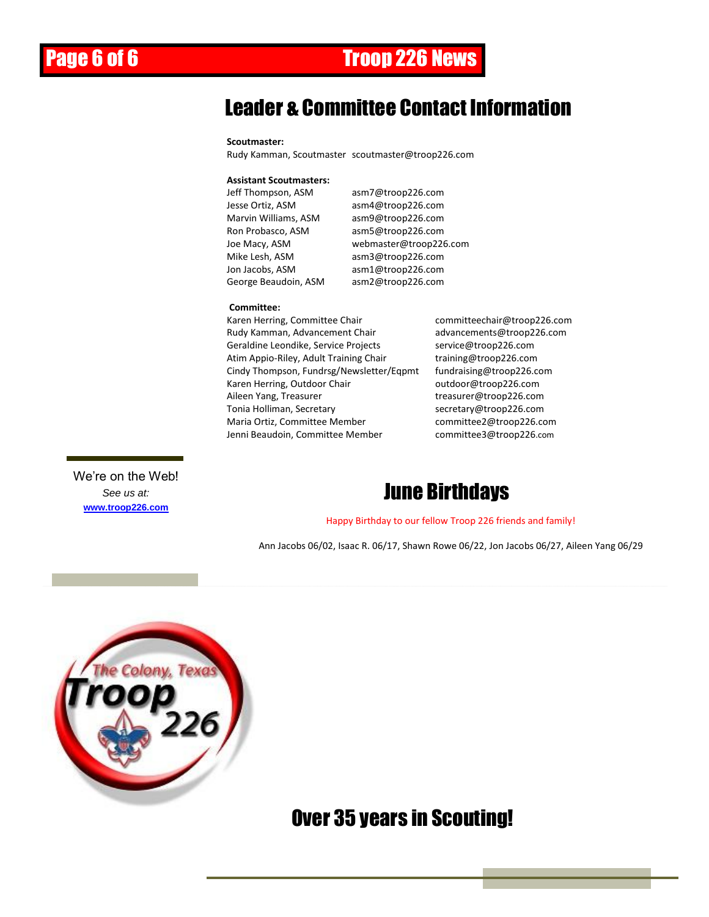# Leader & Committee Contact Information

**Scoutmaster:**

Rudy Kamman, Scoutmaster scoutmaster@troop226.com

**Assistant Scoutmasters:**

| | |
|---|---|
| Jeff Thompson, ASM | asm7@troop226.com |
| Jesse Ortiz, ASM | asm4@troop226.com |
| Marvin Williams, ASM | asm9@troop226.com |
| Ron Probasco, ASM | asm5@troop226.com |
| Joe Macy, ASM | webmaster@troop226.com |
| Mike Lesh, ASM | asm3@troop226.com |
| Jon Jacobs, ASM | asm1@troop226.com |
| George Beaudoin, ASM | asm2@troop226.com |

**Committee:**

| | |
|---|---|
| Karen Herring, Committee Chair | committeechair@troop226.com |
| Rudy Kamman, Advancement Chair | advancements@troop226.com |
| Geraldine Leondike, Service Projects | service@troop226.com |
| Atim Appio-Riley, Adult Training Chair | training@troop226.com |
| Cindy Thompson, Fundrsg/Newsletter/Eqpmt | fundraising@troop226.com |
| Karen Herring, Outdoor Chair | outdoor@troop226.com |
| Aileen Yang, Treasurer | treasurer@troop226.com |
| Tonia Holliman, Secretary | secretary@troop226.com |
| Maria Ortiz, Committee Member | committee2@troop226.com |
| Jenni Beaudoin, Committee Member | committee3@troop226.com |

We're on the Web!

*See us at:*

**www.troop226.com**

# June Birthdays

Happy Birthday to our fellow Troop 226 friends and family!

Ann Jacobs 06/02, Isaac R. 06/17, Shawn Rowe 06/22, Jon Jacobs 06/27, Aileen Yang 06/29

The Colony, Texas Troop 226

# Over 35 years in Scouting!